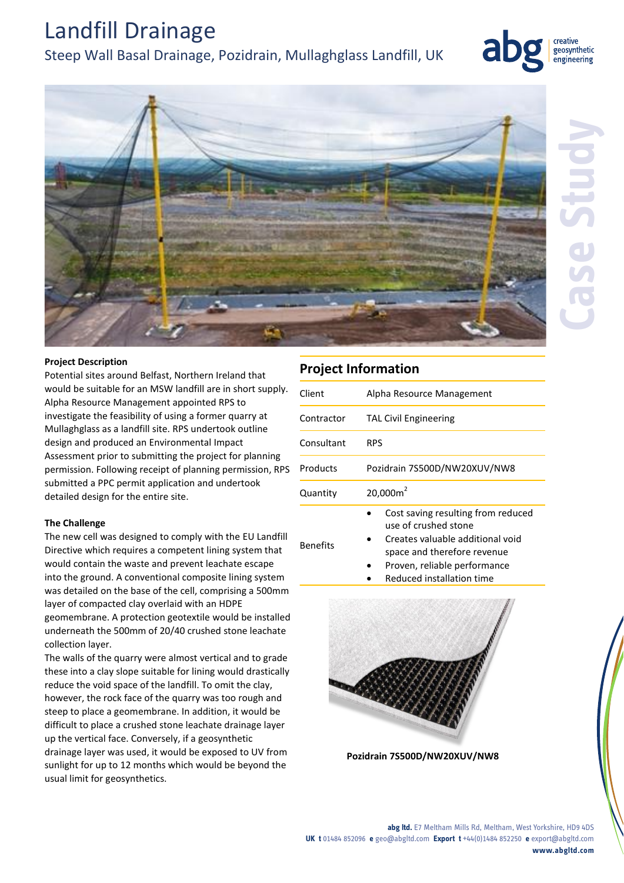# Landfill Drainage

## Steep Wall Basal Drainage, Pozidrain, Mullaghglass Landfill, UK

### Project Description

Potential sites around Belfast, Northern Ireland that would be suitable for an MSW landfill are in short supply. Alpha Resource Management appointed RPS to investigate the feasibility of using a former quarry at Mullaghglass as a landfill site. RPS undertook outline design and produced an Environmental Impact Assessment prior to submitting the project for planning permission. Following receipt of planning permission, RPS submitted a PPC permit application and undertook detailed design for the entire site.

### The Challenge

The new cell was designed to comply with the EU Landfill Directive which requires a competent lining system that would contain the waste and prevent leachate escape into the ground. A conventional composite lining system was detailed on the base of the cell, comprising a 500mm layer of compacted clay overlaid with an HDPE geomembrane. A protection geotextile would be installed underneath the 500mm of 20/40 crushed stone leachate collection layer.

The walls of the quarry were almost vertical and to grade these into a clay slope suitable for lining would drastically reduce the void space of the landfill. To omit the clay, however, the rock face of the quarry was too rough and steep to place a geomembrane. In addition, it would be difficult to place a crushed stone leachate drainage layer up the vertical face. Conversely, if a geosynthetic drainage layer was used, it would be exposed to UV from sunlight for up to 12 months which would be beyond the usual limit for geosynthetics.

## Project Information

| | |
|---|---|
| Client | Alpha Resource Management |
| Contractor | TAL Civil Engineering |
| Consultant | RPS |
| Products | Pozidrain 7S500D/NW20XUV/NW8 |
| Quantity | 20,000m$^2$ |
| Benefits | • Cost saving resulting from reduced use of crushed stone<br>• Creates valuable additional void space and therefore revenue<br>• Proven, reliable performance<br>• Reduced installation time |

Pozidrain 7S500D/NW20XUV/NW8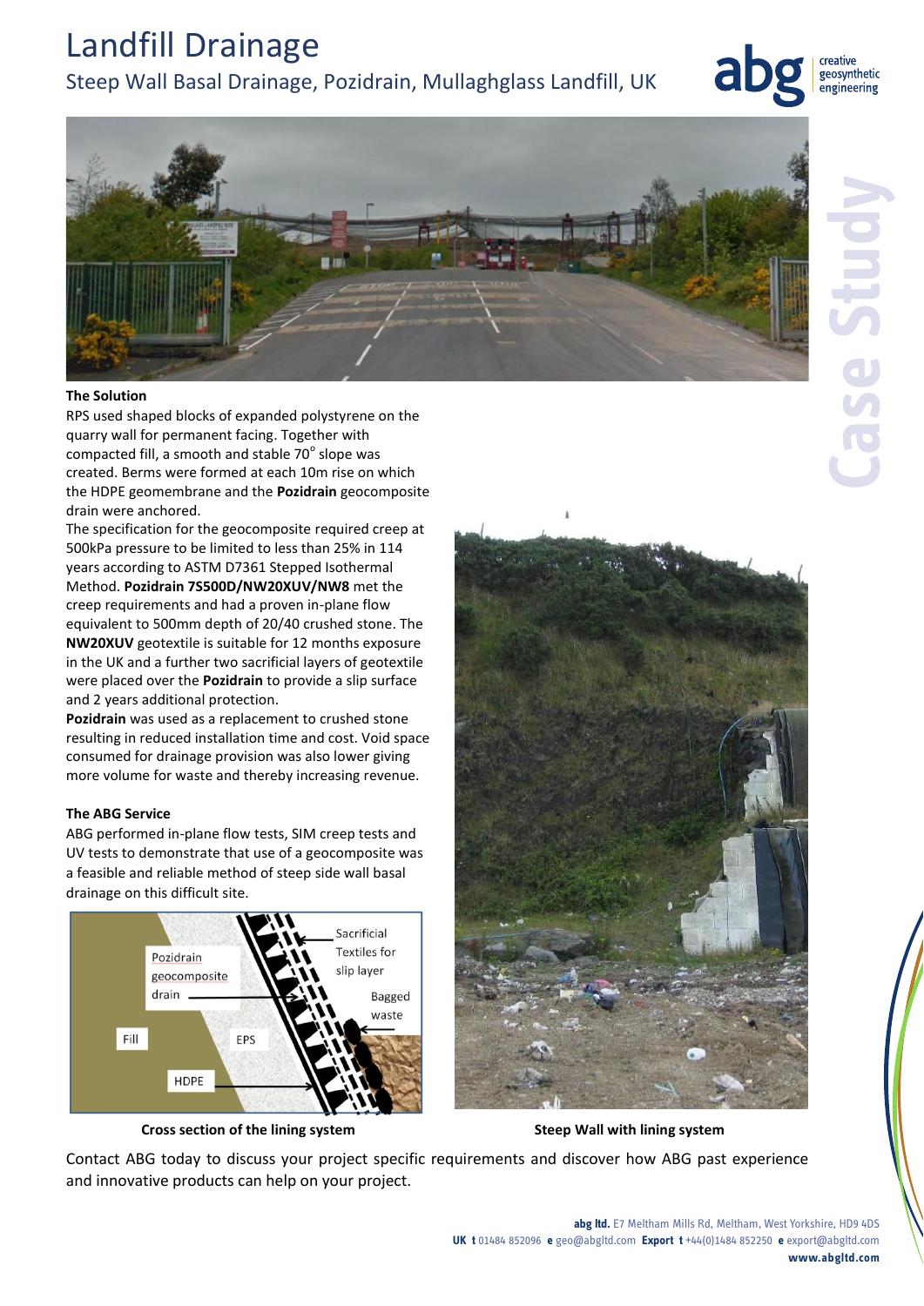# Landfill Drainage

## Steep Wall Basal Drainage, Pozidrain, Mullaghglass Landfill, UK

### The Solution

RPS used shaped blocks of expanded polystyrene on the quarry wall for permanent facing. Together with compacted fill, a smooth and stable 70° slope was created. Berms were formed at each 10m rise on which the HDPE geomembrane and the **Pozidrain** geocomposite drain were anchored.

The specification for the geocomposite required creep at 500kPa pressure to be limited to less than 25% in 114 years according to ASTM D7361 Stepped Isothermal Method. **Pozidrain 7S500D/NW20XUV/NW8** met the creep requirements and had a proven in-plane flow equivalent to 500mm depth of 20/40 crushed stone. The **NW20XUV** geotextile is suitable for 12 months exposure in the UK and a further two sacrificial layers of geotextile were placed over the **Pozidrain** to provide a slip surface and 2 years additional protection.

**Pozidrain** was used as a replacement to crushed stone resulting in reduced installation time and cost. Void space consumed for drainage provision was also lower giving more volume for waste and thereby increasing revenue.

### The ABG Service

ABG performed in-plane flow tests, SIM creep tests and UV tests to demonstrate that use of a geocomposite was a feasible and reliable method of steep side wall basal drainage on this difficult site.

Pozidrain geocomposite drain

Sacrificial Textiles for slip layer

Bagged waste

Fill

EPS

HDPE

**Cross section of the lining system**

**Steep Wall with lining system**

Contact ABG today to discuss your project specific requirements and discover how ABG past experience and innovative products can help on your project.

**abg ltd.** E7 Meltham Mills Rd, Meltham, West Yorkshire, HD9 4DS
**UK t** 01484 852096 **e** geo@abgltd.com **Export t** +44(0)1484 852250 **e** export@abgltd.com
**www.abgltd.com**